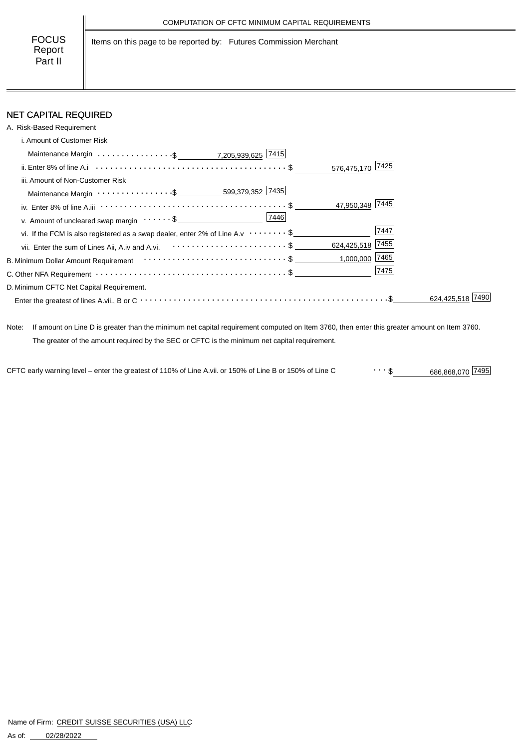COMPUTATION OF CFTC MINIMUM CAPITAL REQUIREMENTS

FOCUS Report Part II

Items on this page to be reported by: Futures Commission Merchant

## NET CAPITAL REQUIRED

A. Risk-Based Requirement

| Item | | Code | | Code | | Code |
|---|---|---|---|---|---|---|
| i. Amount of Customer Risk Maintenance Margin | $ 7,205,939,625 | 7415 | | | | |
| ii. Enter 8% of line A.i | | | $ 576,475,170 | 7425 | | |
| iii. Amount of Non-Customer Risk Maintenance Margin | $ 599,379,352 | 7435 | | | | |
| iv. Enter 8% of line A.iii | | | $ 47,950,348 | 7445 | | |
| v. Amount of uncleared swap margin | $ | 7446 | | | | |
| vi. If the FCM is also registered as a swap dealer, enter 2% of Line A.v | | | $ | 7447 | | |
| vii. Enter the sum of Lines Aii, A.iv and A.vi. | | | $ 624,425,518 | 7455 | | |
| B. Minimum Dollar Amount Requirement | | | $ 1,000,000 | 7465 | | |
| C. Other NFA Requirement | | | $ | 7475 | | |
| D. Minimum CFTC Net Capital Requirement. Enter the greatest of lines A.vii., B or C | | | | | $ 624,425,518 | 7490 |

Note: If amount on Line D is greater than the minimum net capital requirement computed on Item 3760, then enter this greater amount on Item 3760. The greater of the amount required by the SEC or CFTC is the minimum net capital requirement.

CFTC early warning level – enter the greatest of 110% of Line A.vii. or 150% of Line B or 150% of Line C $ 686,868,070 7495

Name of Firm: CREDIT SUISSE SECURITIES (USA) LLC

As of: 02/28/2022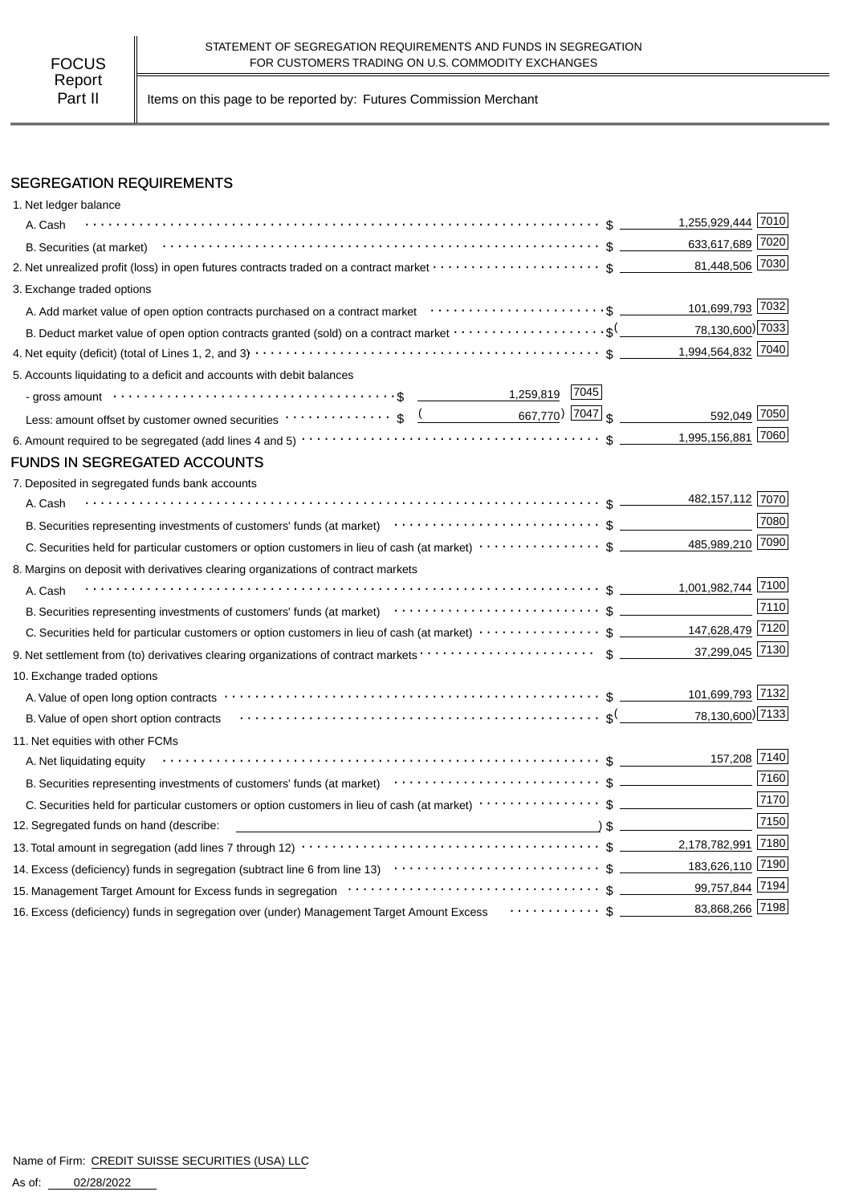FOCUS Report Part II

STATEMENT OF SEGREGATION REQUIREMENTS AND FUNDS IN SEGREGATION FOR CUSTOMERS TRADING ON U.S. COMMODITY EXCHANGES

Items on this page to be reported by: Futures Commission Merchant

## SEGREGATION REQUIREMENTS

| Item | | | Amount | Code |
|---|---|---|---|---|
| 1. Net ledger balance | | | | |
| A. Cash | | | $ 1,255,929,444 | 7010 |
| B. Securities (at market) | | | $ 633,617,689 | 7020 |
| 2. Net unrealized profit (loss) in open futures contracts traded on a contract market | | | $ 81,448,506 | 7030 |
| 3. Exchange traded options | | | | |
| A. Add market value of open option contracts purchased on a contract market | | | $ 101,699,793 | 7032 |
| B. Deduct market value of open option contracts granted (sold) on a contract market | | | $ (78,130,600) | 7033 |
| 4. Net equity (deficit) (total of Lines 1, 2, and 3) | | | $ 1,994,564,832 | 7040 |
| 5. Accounts liquidating to a deficit and accounts with debit balances | | | | |
| - gross amount | $ 1,259,819 | 7045 | | |
| Less: amount offset by customer owned securities | $ (667,770) | 7047 | $ 592,049 | 7050 |
| 6. Amount required to be segregated (add lines 4 and 5) | | | $ 1,995,156,881 | 7060 |

## FUNDS IN SEGREGATED ACCOUNTS

| Item | Amount | Code |
|---|---|---|
| 7. Deposited in segregated funds bank accounts | | |
| A. Cash | $ 482,157,112 | 7070 |
| B. Securities representing investments of customers' funds (at market) | $ | 7080 |
| C. Securities held for particular customers or option customers in lieu of cash (at market) | $ 485,989,210 | 7090 |
| 8. Margins on deposit with derivatives clearing organizations of contract markets | | |
| A. Cash | $ 1,001,982,744 | 7100 |
| B. Securities representing investments of customers' funds (at market) | $ | 7110 |
| C. Securities held for particular customers or option customers in lieu of cash (at market) | $ 147,628,479 | 7120 |
| 9. Net settlement from (to) derivatives clearing organizations of contract markets | $ 37,299,045 | 7130 |
| 10. Exchange traded options | | |
| A. Value of open long option contracts | $ 101,699,793 | 7132 |
| B. Value of open short option contracts | $ (78,130,600) | 7133 |
| 11. Net equities with other FCMs | | |
| A. Net liquidating equity | $ 157,208 | 7140 |
| B. Securities representing investments of customers' funds (at market) | $ | 7160 |
| C. Securities held for particular customers or option customers in lieu of cash (at market) | $ | 7170 |
| 12. Segregated funds on hand (describe: ) | $ | 7150 |
| 13. Total amount in segregation (add lines 7 through 12) | $ 2,178,782,991 | 7180 |
| 14. Excess (deficiency) funds in segregation (subtract line 6 from line 13) | $ 183,626,110 | 7190 |
| 15. Management Target Amount for Excess funds in segregation | $ 99,757,844 | 7194 |
| 16. Excess (deficiency) funds in segregation over (under) Management Target Amount Excess | $ 83,868,266 | 7198 |

Name of Firm: CREDIT SUISSE SECURITIES (USA) LLC

As of: 02/28/2022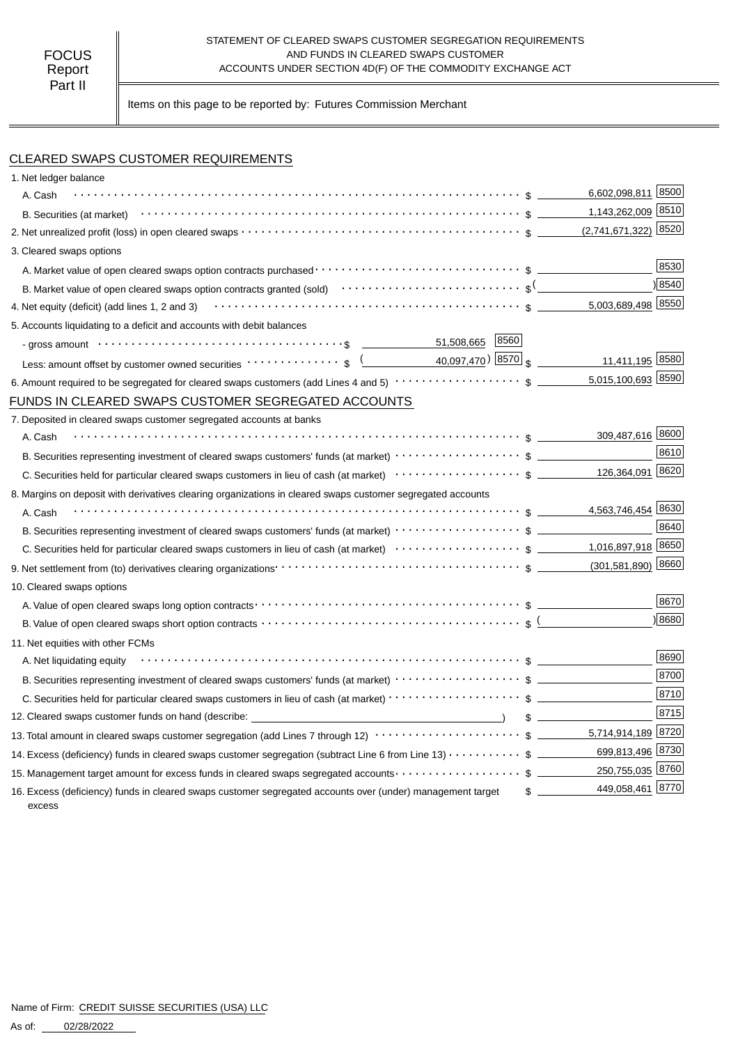FOCUS Report Part II

STATEMENT OF CLEARED SWAPS CUSTOMER SEGREGATION REQUIREMENTS AND FUNDS IN CLEARED SWAPS CUSTOMER ACCOUNTS UNDER SECTION 4D(F) OF THE COMMODITY EXCHANGE ACT

Items on this page to be reported by: Futures Commission Merchant

## CLEARED SWAPS CUSTOMER REQUIREMENTS

| Item | | | | Amount | Code |
|---|---|---|---|---|---|
| 1. Net ledger balance | | | | | |
| A. Cash | | | | $ 6,602,098,811 | 8500 |
| B. Securities (at market) | | | | $ 1,143,262,009 | 8510 |
| 2. Net unrealized profit (loss) in open cleared swaps | | | | $ (2,741,671,322) | 8520 |
| 3. Cleared swaps options | | | | | |
| A. Market value of open cleared swaps option contracts purchased | | | | $ | 8530 |
| B. Market value of open cleared swaps option contracts granted (sold) | | | | $ ( ) | 8540 |
| 4. Net equity (deficit) (add lines 1, 2 and 3) | | | | $ 5,003,689,498 | 8550 |
| 5. Accounts liquidating to a deficit and accounts with debit balances | | | | | |
| - gross amount | $ 51,508,665 | 8560 | | | |
| Less: amount offset by customer owned securities | $ (40,097,470) | 8570 | | $ 11,411,195 | 8580 |
| 6. Amount required to be segregated for cleared swaps customers (add Lines 4 and 5) | | | | $ 5,015,100,693 | 8590 |

## FUNDS IN CLEARED SWAPS CUSTOMER SEGREGATED ACCOUNTS

| Item | Amount | Code |
|---|---|---|
| 7. Deposited in cleared swaps customer segregated accounts at banks | | |
| A. Cash | $ 309,487,616 | 8600 |
| B. Securities representing investment of cleared swaps customers' funds (at market) | $ | 8610 |
| C. Securities held for particular cleared swaps customers in lieu of cash (at market) | $ 126,364,091 | 8620 |
| 8. Margins on deposit with derivatives clearing organizations in cleared swaps customer segregated accounts | | |
| A. Cash | $ 4,563,746,454 | 8630 |
| B. Securities representing investment of cleared swaps customers' funds (at market) | $ | 8640 |
| C. Securities held for particular cleared swaps customers in lieu of cash (at market) | $ 1,016,897,918 | 8650 |
| 9. Net settlement from (to) derivatives clearing organizations | $ (301,581,890) | 8660 |
| 10. Cleared swaps options | | |
| A. Value of open cleared swaps long option contracts | $ | 8670 |
| B. Value of open cleared swaps short option contracts | $ ( ) | 8680 |
| 11. Net equities with other FCMs | | |
| A. Net liquidating equity | $ | 8690 |
| B. Securities representing investment of cleared swaps customers' funds (at market) | $ | 8700 |
| C. Securities held for particular cleared swaps customers in lieu of cash (at market) | $ | 8710 |
| 12. Cleared swaps customer funds on hand (describe: ) | $ | 8715 |
| 13. Total amount in cleared swaps customer segregation (add Lines 7 through 12) | $ 5,714,914,189 | 8720 |
| 14. Excess (deficiency) funds in cleared swaps customer segregation (subtract Line 6 from Line 13) | $ 699,813,496 | 8730 |
| 15. Management target amount for excess funds in cleared swaps segregated accounts | $ 250,755,035 | 8760 |
| 16. Excess (deficiency) funds in cleared swaps customer segregated accounts over (under) management target excess | $ 449,058,461 | 8770 |

Name of Firm: CREDIT SUISSE SECURITIES (USA) LLC

As of: 02/28/2022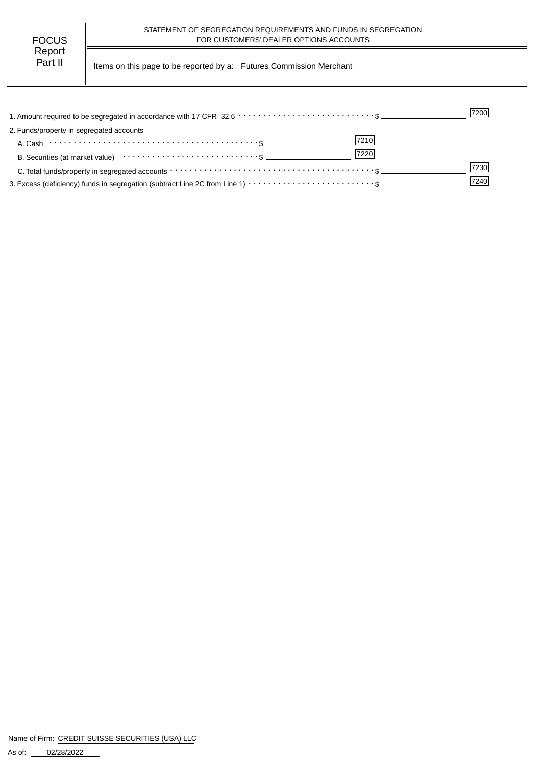FOCUS Report Part II

STATEMENT OF SEGREGATION REQUIREMENTS AND FUNDS IN SEGREGATION FOR CUSTOMERS' DEALER OPTIONS ACCOUNTS

Items on this page to be reported by a: Futures Commission Merchant

| Item | | | Code | | Code |
|---|---|---|---|---|---|
| 1. Amount required to be segregated in accordance with 17 CFR 32.6 | | | | $ | 7200 |
| 2. Funds/property in segregated accounts | | | | | |
| A. Cash | $ | | 7210 | | |
| B. Securities (at market value) | $ | | 7220 | | |
| C. Total funds/property in segregated accounts | | | | $ | 7230 |
| 3. Excess (deficiency) funds in segregation (subtract Line 2C from Line 1) | | | | $ | 7240 |

Name of Firm: CREDIT SUISSE SECURITIES (USA) LLC

As of: 02/28/2022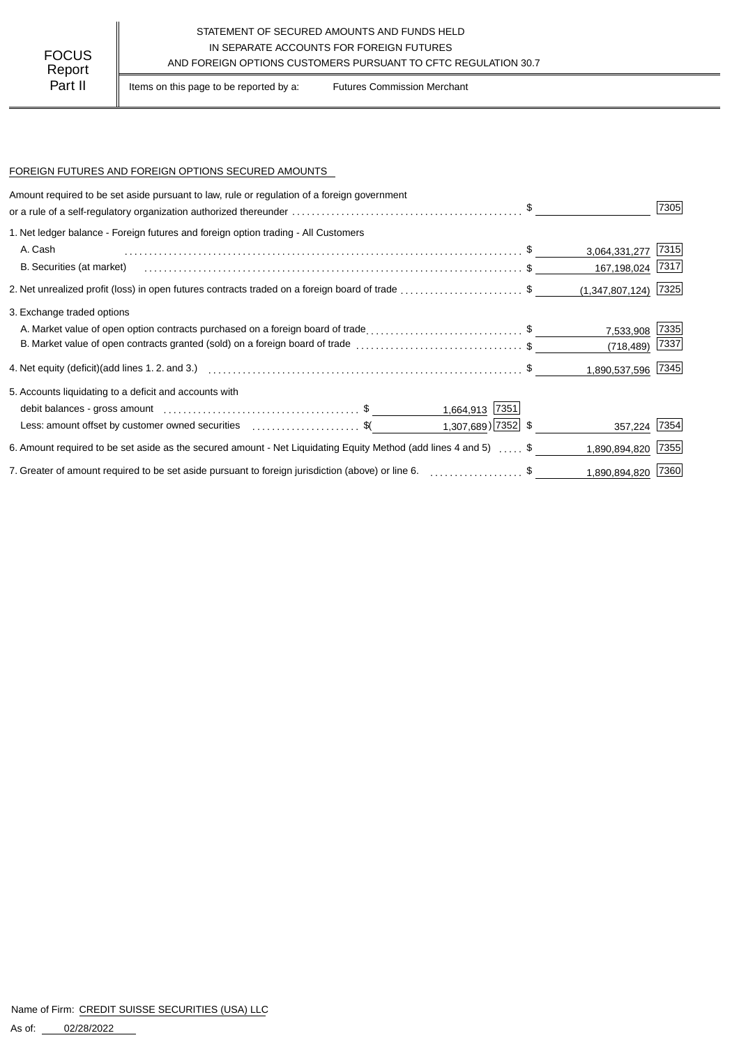FOCUS Report Part II

STATEMENT OF SECURED AMOUNTS AND FUNDS HELD IN SEPARATE ACCOUNTS FOR FOREIGN FUTURES AND FOREIGN OPTIONS CUSTOMERS PURSUANT TO CFTC REGULATION 30.7

Items on this page to be reported by a: Futures Commission Merchant

FOREIGN FUTURES AND FOREIGN OPTIONS SECURED AMOUNTS

| Description | | | Amount | Code |
|---|---|---|---|---|
| Amount required to be set aside pursuant to law, rule or regulation of a foreign government or a rule of a self-regulatory organization authorized thereunder | | | $ | 7305 |
| 1. Net ledger balance - Foreign futures and foreign option trading - All Customers | | | | |
| A. Cash | | | $ 3,064,331,277 | 7315 |
| B. Securities (at market) | | | $ 167,198,024 | 7317 |
| 2. Net unrealized profit (loss) in open futures contracts traded on a foreign board of trade | | | $ (1,347,807,124) | 7325 |
| 3. Exchange traded options | | | | |
| A. Market value of open option contracts purchased on a foreign board of trade | | | $ 7,533,908 | 7335 |
| B. Market value of open contracts granted (sold) on a foreign board of trade | | | $ (718,489) | 7337 |
| 4. Net equity (deficit)(add lines 1. 2. and 3.) | | | $ 1,890,537,596 | 7345 |
| 5. Accounts liquidating to a deficit and accounts with | | | | |
| debit balances - gross amount | $ 1,664,913 | 7351 | | |
| Less: amount offset by customer owned securities | $( 1,307,689) | 7352 | $ 357,224 | 7354 |
| 6. Amount required to be set aside as the secured amount - Net Liquidating Equity Method (add lines 4 and 5) | | | $ 1,890,894,820 | 7355 |
| 7. Greater of amount required to be set aside pursuant to foreign jurisdiction (above) or line 6. | | | $ 1,890,894,820 | 7360 |

Name of Firm: CREDIT SUISSE SECURITIES (USA) LLC

As of: 02/28/2022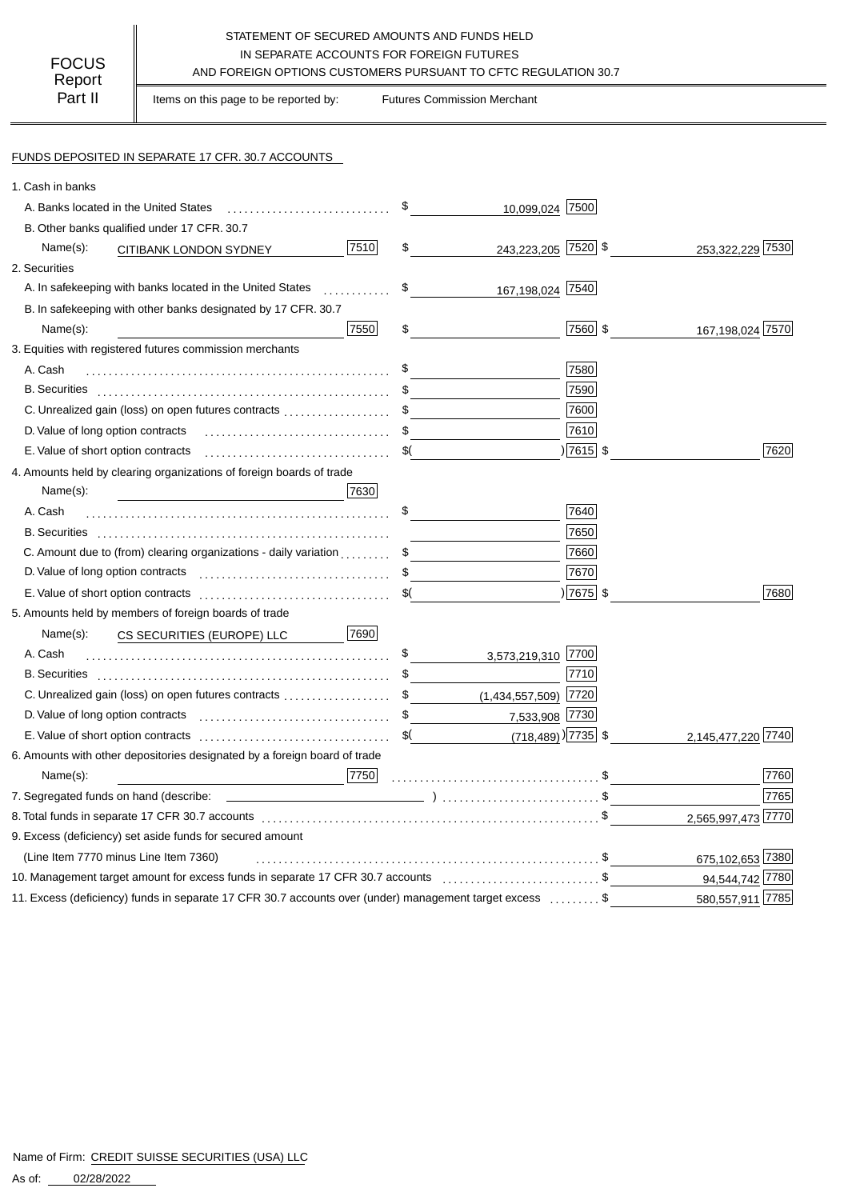FOCUS Report Part II

STATEMENT OF SECURED AMOUNTS AND FUNDS HELD IN SEPARATE ACCOUNTS FOR FOREIGN FUTURES AND FOREIGN OPTIONS CUSTOMERS PURSUANT TO CFTC REGULATION 30.7

Items on this page to be reported by: Futures Commission Merchant

## FUNDS DEPOSITED IN SEPARATE 17 CFR. 30.7 ACCOUNTS

| | | | | |
|---|---|---|---|---|
| 1. Cash in banks | | | | |
| A. Banks located in the United States | $ 10,099,024 | 7500 | | |
| B. Other banks qualified under 17 CFR. 30.7 | | | | |
| Name(s): CITIBANK LONDON SYDNEY 7510 | $ 243,223,205 | 7520 | $ 253,322,229 | 7530 |
| 2. Securities | | | | |
| A. In safekeeping with banks located in the United States | $ 167,198,024 | 7540 | | |
| B. In safekeeping with other banks designated by 17 CFR. 30.7 | | | | |
| Name(s): 7550 | $ | 7560 | $ 167,198,024 | 7570 |
| 3. Equities with registered futures commission merchants | | | | |
| A. Cash | $ | 7580 | | |
| B. Securities | $ | 7590 | | |
| C. Unrealized gain (loss) on open futures contracts | $ | 7600 | | |
| D. Value of long option contracts | $ | 7610 | | |
| E. Value of short option contracts | $( ) | 7615 | $ | 7620 |
| 4. Amounts held by clearing organizations of foreign boards of trade | | | | |
| Name(s): 7630 | | | | |
| A. Cash | $ | 7640 | | |
| B. Securities | | 7650 | | |
| C. Amount due to (from) clearing organizations - daily variation | $ | 7660 | | |
| D. Value of long option contracts | $ | 7670 | | |
| E. Value of short option contracts | $( ) | 7675 | $ | 7680 |
| 5. Amounts held by members of foreign boards of trade | | | | |
| Name(s): CS SECURITIES (EUROPE) LLC 7690 | | | | |
| A. Cash | $ 3,573,219,310 | 7700 | | |
| B. Securities | $ | 7710 | | |
| C. Unrealized gain (loss) on open futures contracts | $ (1,434,557,509) | 7720 | | |
| D. Value of long option contracts | $ 7,533,908 | 7730 | | |
| E. Value of short option contracts | $( (718,489) ) | 7735 | $ 2,145,477,220 | 7740 |
| 6. Amounts with other depositories designated by a foreign board of trade | | | | |
| Name(s): 7750 | | | $ | 7760 |
| 7. Segregated funds on hand (describe: ) | | | $ | 7765 |
| 8. Total funds in separate 17 CFR 30.7 accounts | | | $ 2,565,997,473 | 7770 |
| 9. Excess (deficiency) set aside funds for secured amount (Line Item 7770 minus Line Item 7360) | | | $ 675,102,653 | 7380 |
| 10. Management target amount for excess funds in separate 17 CFR 30.7 accounts | | | $ 94,544,742 | 7780 |
| 11. Excess (deficiency) funds in separate 17 CFR 30.7 accounts over (under) management target excess | | | $ 580,557,911 | 7785 |

Name of Firm: CREDIT SUISSE SECURITIES (USA) LLC

As of: 02/28/2022